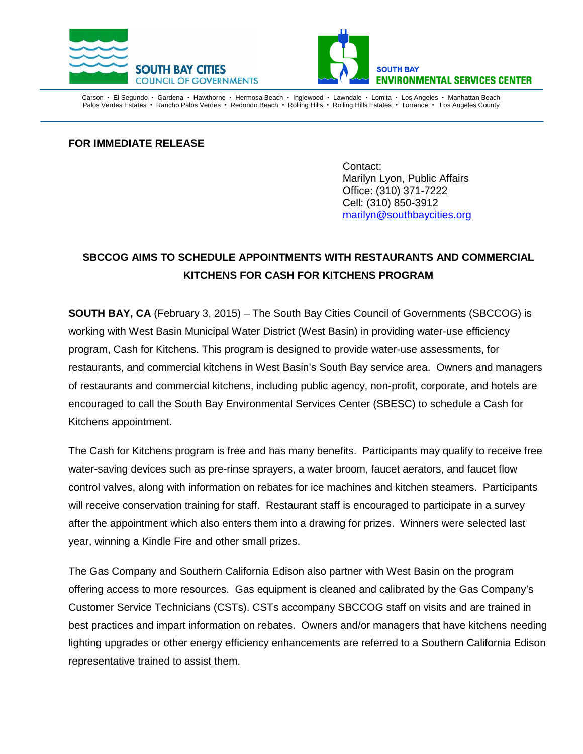SOUTH BAY CITIES
COUNCIL OF GOVERNMENTS

SOUTH BAY
ENVIRONMENTAL SERVICES CENTER

Carson • El Segundo • Gardena • Hawthorne • Hermosa Beach • Inglewood • Lawndale • Lomita • Los Angeles • Manhattan Beach
Palos Verdes Estates • Rancho Palos Verdes • Redondo Beach • Rolling Hills • Rolling Hills Estates • Torrance • Los Angeles County

**FOR IMMEDIATE RELEASE**

Contact:
Marilyn Lyon, Public Affairs
Office: (310) 371-7222
Cell: (310) 850-3912
marilyn@southbaycities.org

**SBCCOG AIMS TO SCHEDULE APPOINTMENTS WITH RESTAURANTS AND COMMERCIAL KITCHENS FOR CASH FOR KITCHENS PROGRAM**

**SOUTH BAY, CA** (February 3, 2015) – The South Bay Cities Council of Governments (SBCCOG) is working with West Basin Municipal Water District (West Basin) in providing water-use efficiency program, Cash for Kitchens. This program is designed to provide water-use assessments, for restaurants, and commercial kitchens in West Basin's South Bay service area. Owners and managers of restaurants and commercial kitchens, including public agency, non-profit, corporate, and hotels are encouraged to call the South Bay Environmental Services Center (SBESC) to schedule a Cash for Kitchens appointment.

The Cash for Kitchens program is free and has many benefits. Participants may qualify to receive free water-saving devices such as pre-rinse sprayers, a water broom, faucet aerators, and faucet flow control valves, along with information on rebates for ice machines and kitchen steamers. Participants will receive conservation training for staff. Restaurant staff is encouraged to participate in a survey after the appointment which also enters them into a drawing for prizes. Winners were selected last year, winning a Kindle Fire and other small prizes.

The Gas Company and Southern California Edison also partner with West Basin on the program offering access to more resources. Gas equipment is cleaned and calibrated by the Gas Company's Customer Service Technicians (CSTs). CSTs accompany SBCCOG staff on visits and are trained in best practices and impart information on rebates. Owners and/or managers that have kitchens needing lighting upgrades or other energy efficiency enhancements are referred to a Southern California Edison representative trained to assist them.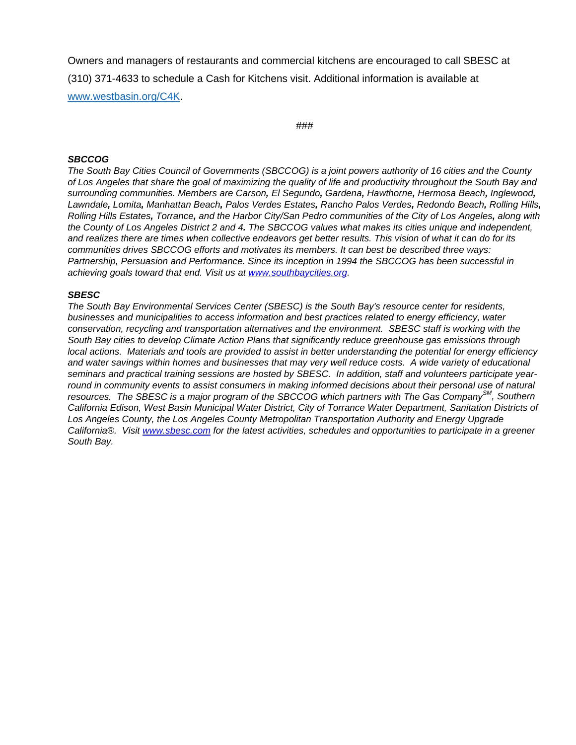Owners and managers of restaurants and commercial kitchens are encouraged to call SBESC at (310) 371-4633 to schedule a Cash for Kitchens visit. Additional information is available at www.westbasin.org/C4K.

###

***SBCCOG***

*The South Bay Cities Council of Governments (SBCCOG) is a joint powers authority of 16 cities and the County of Los Angeles that share the goal of maximizing the quality of life and productivity throughout the South Bay and surrounding communities. Members are Carson, El Segundo, Gardena, Hawthorne, Hermosa Beach, Inglewood, Lawndale, Lomita, Manhattan Beach, Palos Verdes Estates, Rancho Palos Verdes, Redondo Beach, Rolling Hills, Rolling Hills Estates, Torrance, and the Harbor City/San Pedro communities of the City of Los Angeles, along with the County of Los Angeles District 2 and 4. The SBCCOG values what makes its cities unique and independent, and realizes there are times when collective endeavors get better results. This vision of what it can do for its communities drives SBCCOG efforts and motivates its members. It can best be described three ways: Partnership, Persuasion and Performance. Since its inception in 1994 the SBCCOG has been successful in achieving goals toward that end. Visit us at www.southbaycities.org.*

***SBESC***

*The South Bay Environmental Services Center (SBESC) is the South Bay's resource center for residents, businesses and municipalities to access information and best practices related to energy efficiency, water conservation, recycling and transportation alternatives and the environment. SBESC staff is working with the South Bay cities to develop Climate Action Plans that significantly reduce greenhouse gas emissions through local actions. Materials and tools are provided to assist in better understanding the potential for energy efficiency and water savings within homes and businesses that may very well reduce costs. A wide variety of educational seminars and practical training sessions are hosted by SBESC. In addition, staff and volunteers participate year-round in community events to assist consumers in making informed decisions about their personal use of natural resources. The SBESC is a major program of the SBCCOG which partners with The Gas Company℠, Southern California Edison, West Basin Municipal Water District, City of Torrance Water Department, Sanitation Districts of Los Angeles County, the Los Angeles County Metropolitan Transportation Authority and Energy Upgrade California®. Visit www.sbesc.com for the latest activities, schedules and opportunities to participate in a greener South Bay.*